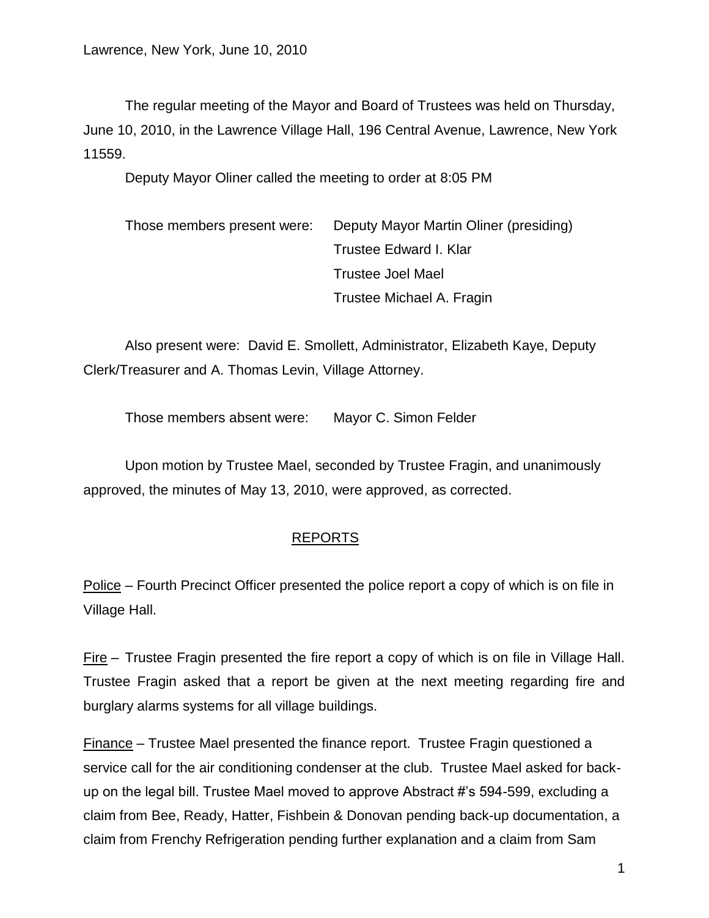Lawrence, New York, June 10, 2010

The regular meeting of the Mayor and Board of Trustees was held on Thursday, June 10, 2010, in the Lawrence Village Hall, 196 Central Avenue, Lawrence, New York 11559.

Deputy Mayor Oliner called the meeting to order at 8:05 PM

Those members present were: Deputy Mayor Martin Oliner (presiding)
Trustee Edward I. Klar
Trustee Joel Mael
Trustee Michael A. Fragin

Also present were: David E. Smollett, Administrator, Elizabeth Kaye, Deputy Clerk/Treasurer and A. Thomas Levin, Village Attorney.

Those members absent were: Mayor C. Simon Felder

Upon motion by Trustee Mael, seconded by Trustee Fragin, and unanimously approved, the minutes of May 13, 2010, were approved, as corrected.

## REPORTS

Police – Fourth Precinct Officer presented the police report a copy of which is on file in Village Hall.

Fire – Trustee Fragin presented the fire report a copy of which is on file in Village Hall. Trustee Fragin asked that a report be given at the next meeting regarding fire and burglary alarms systems for all village buildings.

Finance – Trustee Mael presented the finance report. Trustee Fragin questioned a service call for the air conditioning condenser at the club. Trustee Mael asked for back-up on the legal bill. Trustee Mael moved to approve Abstract #'s 594-599, excluding a claim from Bee, Ready, Hatter, Fishbein & Donovan pending back-up documentation, a claim from Frenchy Refrigeration pending further explanation and a claim from Sam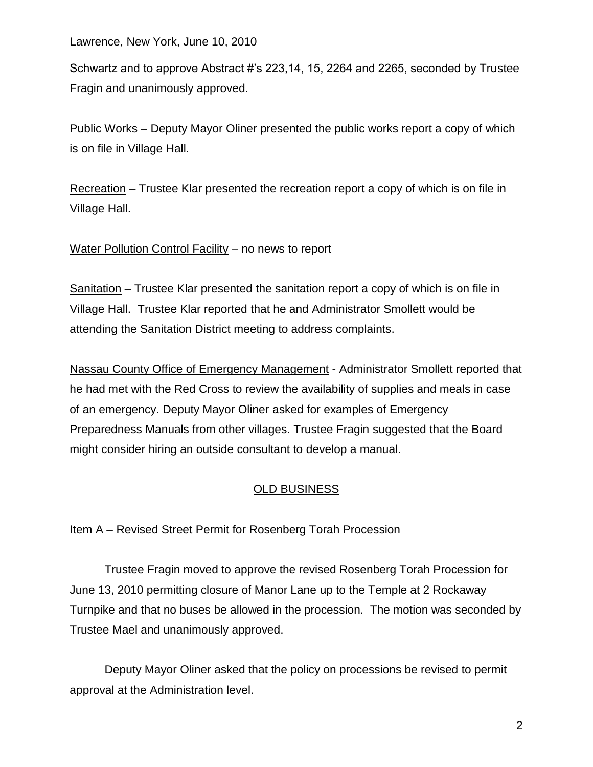Schwartz and to approve Abstract #'s 223,14, 15, 2264 and 2265, seconded by Trustee Fragin and unanimously approved.

Public Works – Deputy Mayor Oliner presented the public works report a copy of which is on file in Village Hall.

Recreation – Trustee Klar presented the recreation report a copy of which is on file in Village Hall.

Water Pollution Control Facility – no news to report

Sanitation – Trustee Klar presented the sanitation report a copy of which is on file in Village Hall. Trustee Klar reported that he and Administrator Smollett would be attending the Sanitation District meeting to address complaints.

Nassau County Office of Emergency Management - Administrator Smollett reported that he had met with the Red Cross to review the availability of supplies and meals in case of an emergency. Deputy Mayor Oliner asked for examples of Emergency Preparedness Manuals from other villages. Trustee Fragin suggested that the Board might consider hiring an outside consultant to develop a manual.

## OLD BUSINESS

Item A – Revised Street Permit for Rosenberg Torah Procession

Trustee Fragin moved to approve the revised Rosenberg Torah Procession for June 13, 2010 permitting closure of Manor Lane up to the Temple at 2 Rockaway Turnpike and that no buses be allowed in the procession. The motion was seconded by Trustee Mael and unanimously approved.

Deputy Mayor Oliner asked that the policy on processions be revised to permit approval at the Administration level.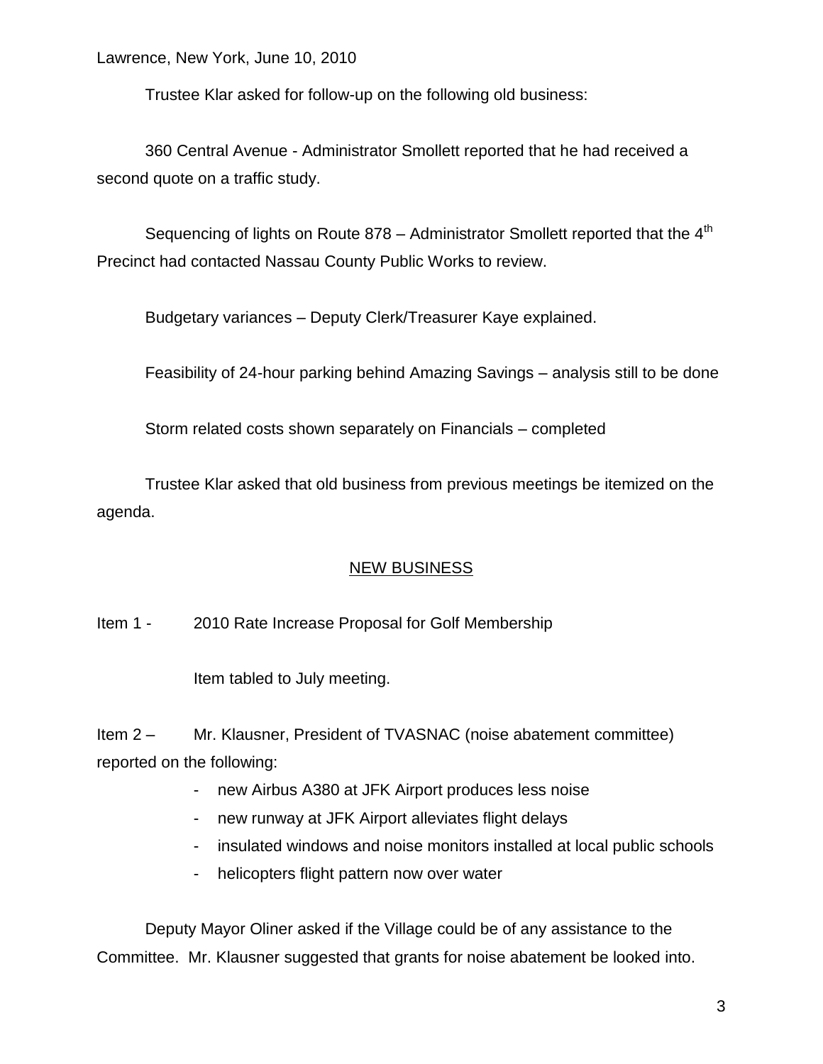Lawrence, New York, June 10, 2010

Trustee Klar asked for follow-up on the following old business:

360 Central Avenue - Administrator Smollett reported that he had received a second quote on a traffic study.

Sequencing of lights on Route 878 – Administrator Smollett reported that the 4th Precinct had contacted Nassau County Public Works to review.

Budgetary variances – Deputy Clerk/Treasurer Kaye explained.

Feasibility of 24-hour parking behind Amazing Savings – analysis still to be done

Storm related costs shown separately on Financials – completed

Trustee Klar asked that old business from previous meetings be itemized on the agenda.

## NEW BUSINESS

Item 1 - 2010 Rate Increase Proposal for Golf Membership

Item tabled to July meeting.

Item 2 – Mr. Klausner, President of TVASNAC (noise abatement committee) reported on the following:

- new Airbus A380 at JFK Airport produces less noise
- new runway at JFK Airport alleviates flight delays
- insulated windows and noise monitors installed at local public schools
- helicopters flight pattern now over water

Deputy Mayor Oliner asked if the Village could be of any assistance to the Committee. Mr. Klausner suggested that grants for noise abatement be looked into.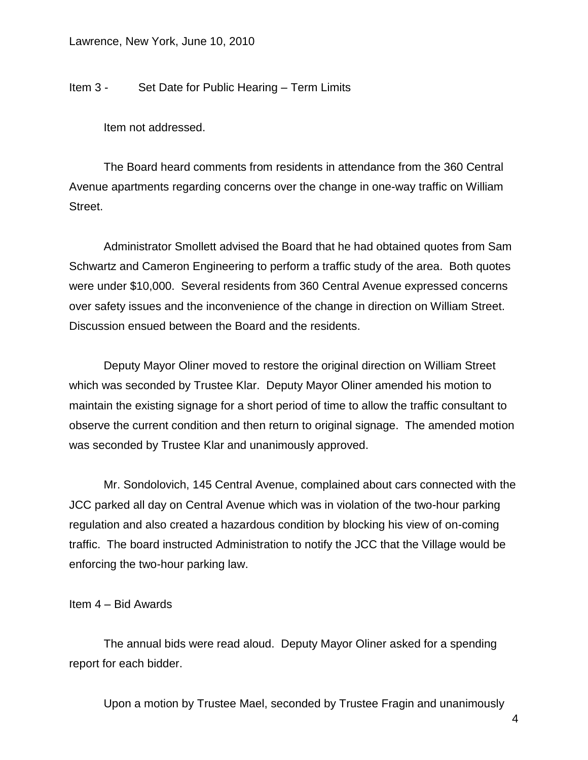Lawrence, New York, June 10, 2010

Item 3 - Set Date for Public Hearing – Term Limits

Item not addressed.

The Board heard comments from residents in attendance from the 360 Central Avenue apartments regarding concerns over the change in one-way traffic on William Street.

Administrator Smollett advised the Board that he had obtained quotes from Sam Schwartz and Cameron Engineering to perform a traffic study of the area. Both quotes were under $10,000. Several residents from 360 Central Avenue expressed concerns over safety issues and the inconvenience of the change in direction on William Street. Discussion ensued between the Board and the residents.

Deputy Mayor Oliner moved to restore the original direction on William Street which was seconded by Trustee Klar. Deputy Mayor Oliner amended his motion to maintain the existing signage for a short period of time to allow the traffic consultant to observe the current condition and then return to original signage. The amended motion was seconded by Trustee Klar and unanimously approved.

Mr. Sondolovich, 145 Central Avenue, complained about cars connected with the JCC parked all day on Central Avenue which was in violation of the two-hour parking regulation and also created a hazardous condition by blocking his view of on-coming traffic. The board instructed Administration to notify the JCC that the Village would be enforcing the two-hour parking law.

Item 4 – Bid Awards

The annual bids were read aloud. Deputy Mayor Oliner asked for a spending report for each bidder.

Upon a motion by Trustee Mael, seconded by Trustee Fragin and unanimously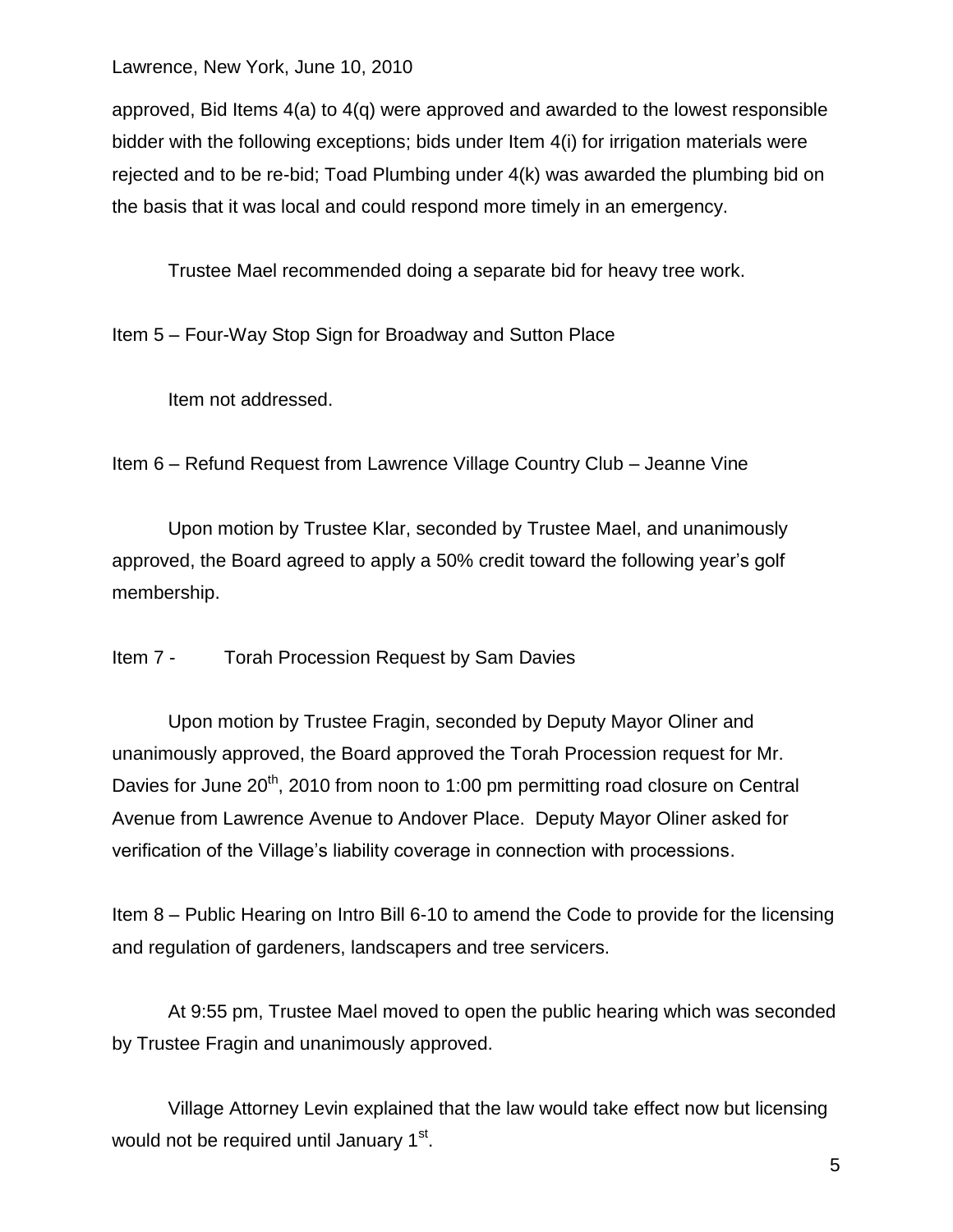approved, Bid Items 4(a) to 4(q) were approved and awarded to the lowest responsible bidder with the following exceptions; bids under Item 4(i) for irrigation materials were rejected and to be re-bid; Toad Plumbing under 4(k) was awarded the plumbing bid on the basis that it was local and could respond more timely in an emergency.

Trustee Mael recommended doing a separate bid for heavy tree work.

Item 5 – Four-Way Stop Sign for Broadway and Sutton Place

Item not addressed.

Item 6 – Refund Request from Lawrence Village Country Club – Jeanne Vine

Upon motion by Trustee Klar, seconded by Trustee Mael, and unanimously approved, the Board agreed to apply a 50% credit toward the following year's golf membership.

Item 7 - Torah Procession Request by Sam Davies

Upon motion by Trustee Fragin, seconded by Deputy Mayor Oliner and unanimously approved, the Board approved the Torah Procession request for Mr. Davies for June 20th, 2010 from noon to 1:00 pm permitting road closure on Central Avenue from Lawrence Avenue to Andover Place. Deputy Mayor Oliner asked for verification of the Village's liability coverage in connection with processions.

Item 8 – Public Hearing on Intro Bill 6-10 to amend the Code to provide for the licensing and regulation of gardeners, landscapers and tree servicers.

At 9:55 pm, Trustee Mael moved to open the public hearing which was seconded by Trustee Fragin and unanimously approved.

Village Attorney Levin explained that the law would take effect now but licensing would not be required until January 1st.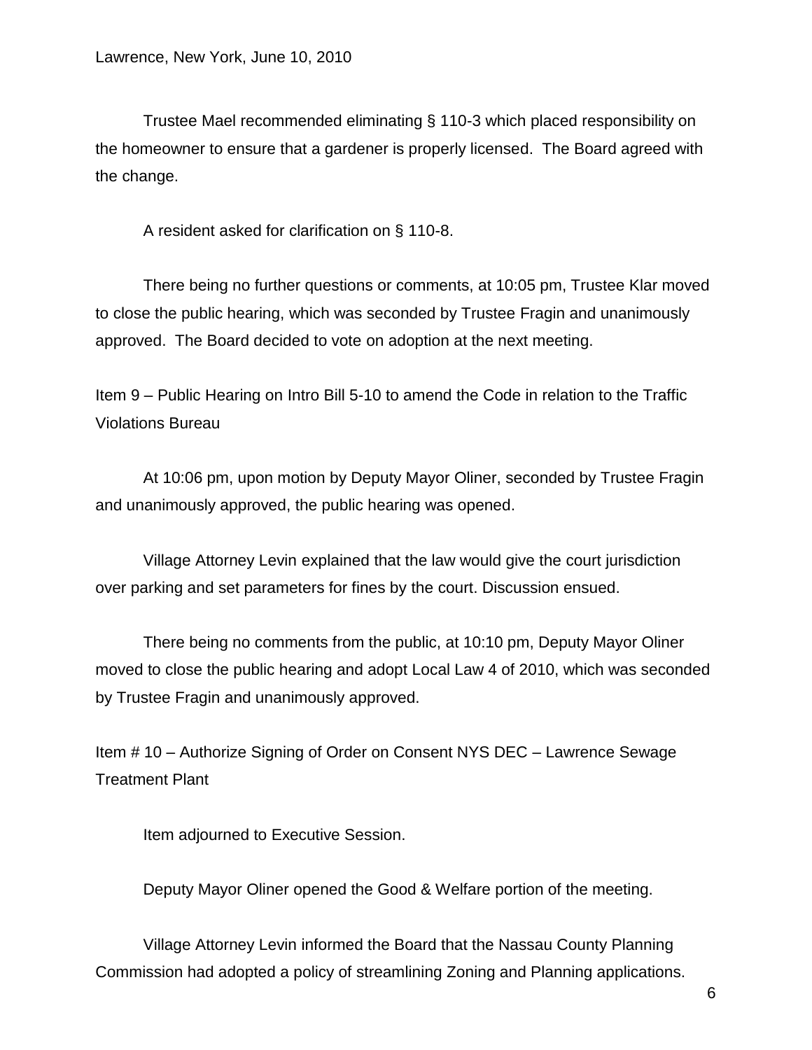Trustee Mael recommended eliminating § 110-3 which placed responsibility on the homeowner to ensure that a gardener is properly licensed. The Board agreed with the change.

A resident asked for clarification on § 110-8.

There being no further questions or comments, at 10:05 pm, Trustee Klar moved to close the public hearing, which was seconded by Trustee Fragin and unanimously approved. The Board decided to vote on adoption at the next meeting.

Item 9 – Public Hearing on Intro Bill 5-10 to amend the Code in relation to the Traffic Violations Bureau

At 10:06 pm, upon motion by Deputy Mayor Oliner, seconded by Trustee Fragin and unanimously approved, the public hearing was opened.

Village Attorney Levin explained that the law would give the court jurisdiction over parking and set parameters for fines by the court. Discussion ensued.

There being no comments from the public, at 10:10 pm, Deputy Mayor Oliner moved to close the public hearing and adopt Local Law 4 of 2010, which was seconded by Trustee Fragin and unanimously approved.

Item # 10 – Authorize Signing of Order on Consent NYS DEC – Lawrence Sewage Treatment Plant

Item adjourned to Executive Session.

Deputy Mayor Oliner opened the Good & Welfare portion of the meeting.

Village Attorney Levin informed the Board that the Nassau County Planning Commission had adopted a policy of streamlining Zoning and Planning applications.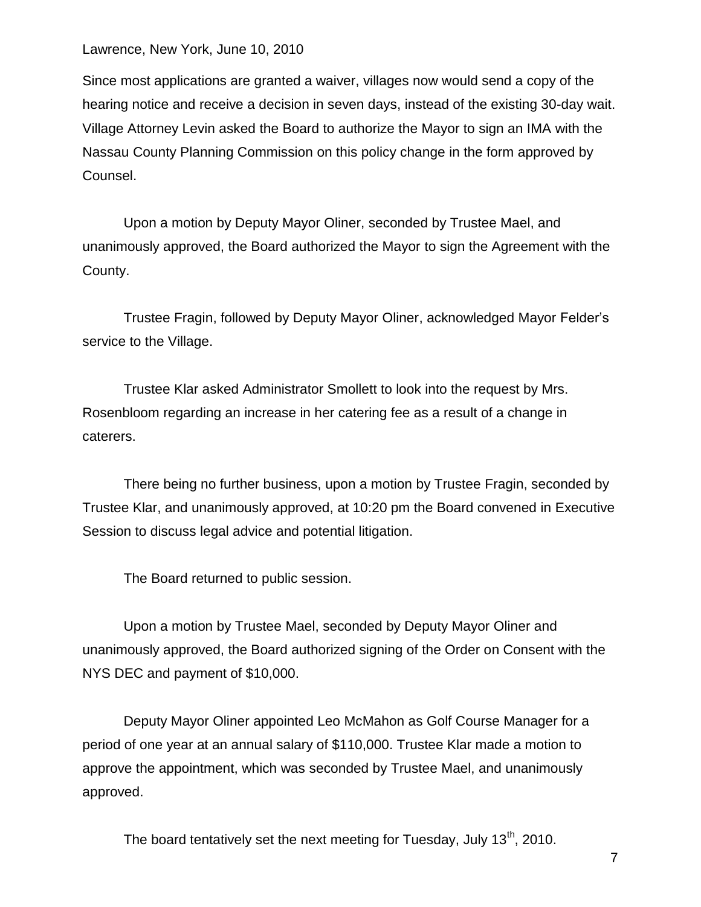Since most applications are granted a waiver, villages now would send a copy of the hearing notice and receive a decision in seven days, instead of the existing 30-day wait. Village Attorney Levin asked the Board to authorize the Mayor to sign an IMA with the Nassau County Planning Commission on this policy change in the form approved by Counsel.

Upon a motion by Deputy Mayor Oliner, seconded by Trustee Mael, and unanimously approved, the Board authorized the Mayor to sign the Agreement with the County.

Trustee Fragin, followed by Deputy Mayor Oliner, acknowledged Mayor Felder's service to the Village.

Trustee Klar asked Administrator Smollett to look into the request by Mrs. Rosenbloom regarding an increase in her catering fee as a result of a change in caterers.

There being no further business, upon a motion by Trustee Fragin, seconded by Trustee Klar, and unanimously approved, at 10:20 pm the Board convened in Executive Session to discuss legal advice and potential litigation.

The Board returned to public session.

Upon a motion by Trustee Mael, seconded by Deputy Mayor Oliner and unanimously approved, the Board authorized signing of the Order on Consent with the NYS DEC and payment of $10,000.

Deputy Mayor Oliner appointed Leo McMahon as Golf Course Manager for a period of one year at an annual salary of $110,000. Trustee Klar made a motion to approve the appointment, which was seconded by Trustee Mael, and unanimously approved.

The board tentatively set the next meeting for Tuesday, July 13th, 2010.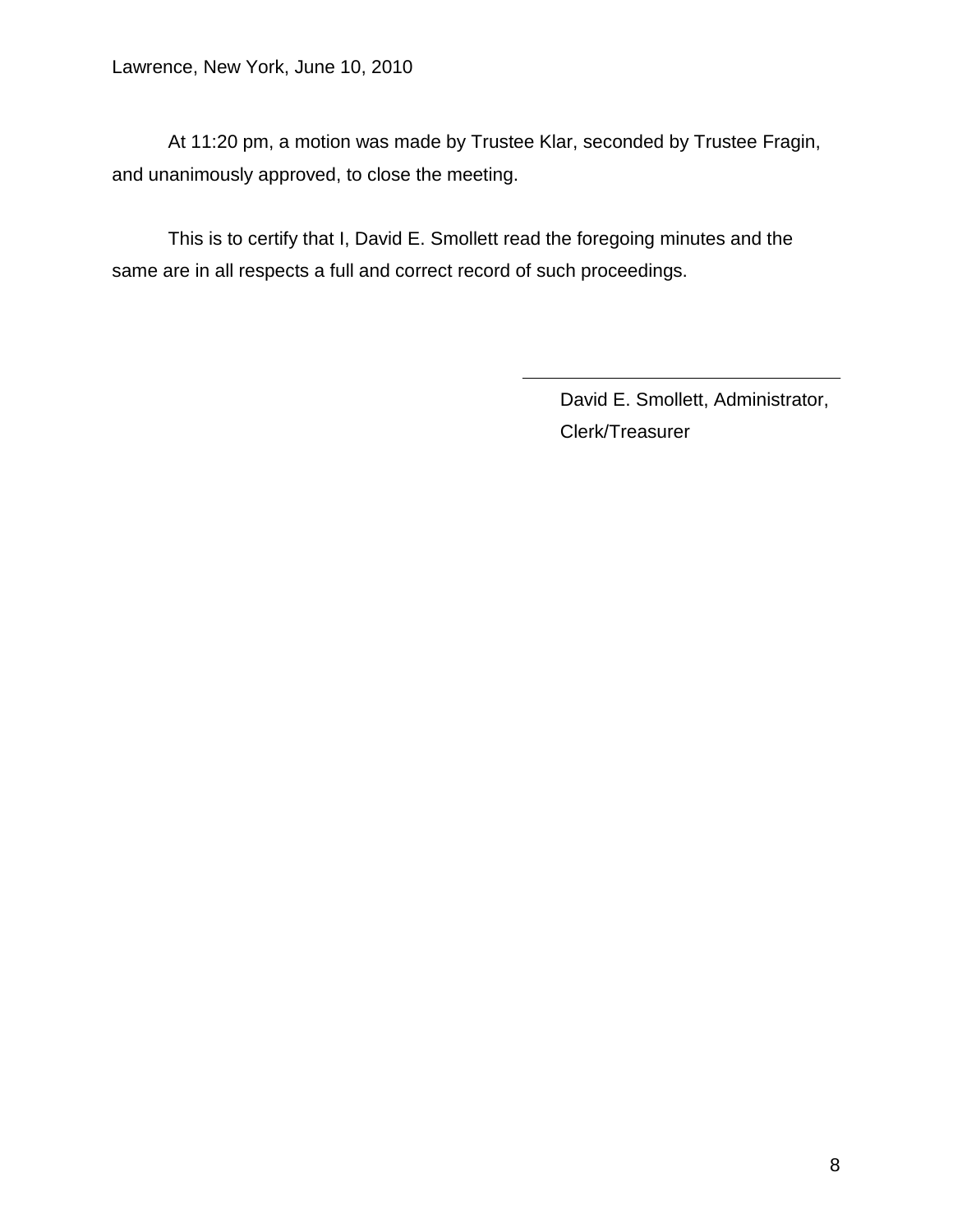At 11:20 pm, a motion was made by Trustee Klar, seconded by Trustee Fragin, and unanimously approved, to close the meeting.

This is to certify that I, David E. Smollett read the foregoing minutes and the same are in all respects a full and correct record of such proceedings.

David E. Smollett, Administrator,
Clerk/Treasurer